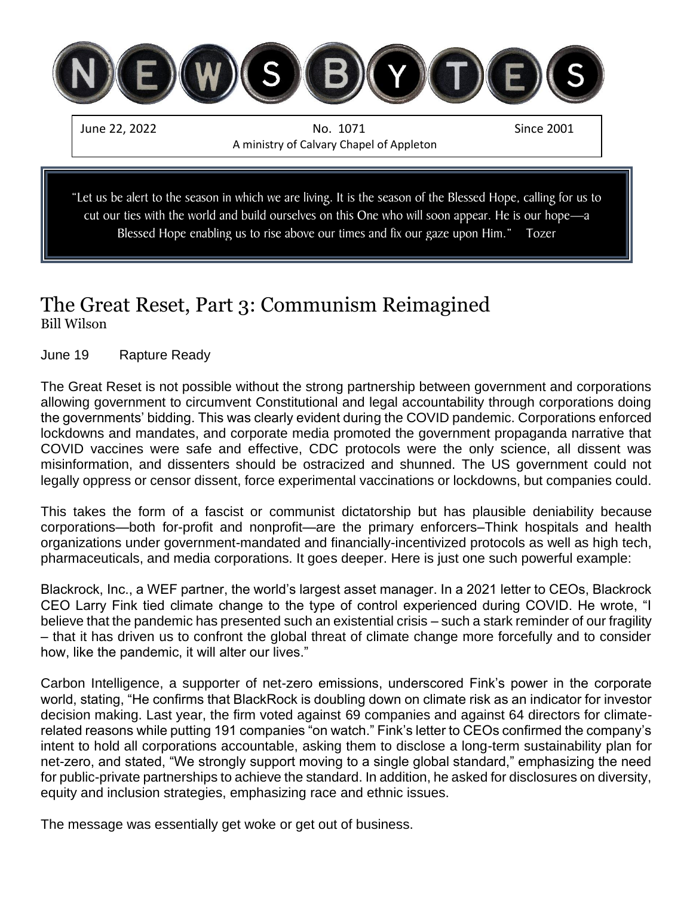# NEWSBYTES

June 22, 2022 | No. 1071 | Since 2001

A ministry of Calvary Chapel of Appleton

"Let us be alert to the season in which we are living. It is the season of the Blessed Hope, calling for us to cut our ties with the world and build ourselves on this One who will soon appear. He is our hope—a Blessed Hope enabling us to rise above our times and fix our gaze upon Him." Tozer

## The Great Reset, Part 3: Communism Reimagined

Bill Wilson

June 19 Rapture Ready

The Great Reset is not possible without the strong partnership between government and corporations allowing government to circumvent Constitutional and legal accountability through corporations doing the governments' bidding. This was clearly evident during the COVID pandemic. Corporations enforced lockdowns and mandates, and corporate media promoted the government propaganda narrative that COVID vaccines were safe and effective, CDC protocols were the only science, all dissent was misinformation, and dissenters should be ostracized and shunned. The US government could not legally oppress or censor dissent, force experimental vaccinations or lockdowns, but companies could.

This takes the form of a fascist or communist dictatorship but has plausible deniability because corporations—both for-profit and nonprofit—are the primary enforcers–Think hospitals and health organizations under government-mandated and financially-incentivized protocols as well as high tech, pharmaceuticals, and media corporations. It goes deeper. Here is just one such powerful example:

Blackrock, Inc., a WEF partner, the world's largest asset manager. In a 2021 letter to CEOs, Blackrock CEO Larry Fink tied climate change to the type of control experienced during COVID. He wrote, "I believe that the pandemic has presented such an existential crisis – such a stark reminder of our fragility – that it has driven us to confront the global threat of climate change more forcefully and to consider how, like the pandemic, it will alter our lives."

Carbon Intelligence, a supporter of net-zero emissions, underscored Fink's power in the corporate world, stating, "He confirms that BlackRock is doubling down on climate risk as an indicator for investor decision making. Last year, the firm voted against 69 companies and against 64 directors for climate-related reasons while putting 191 companies "on watch." Fink's letter to CEOs confirmed the company's intent to hold all corporations accountable, asking them to disclose a long-term sustainability plan for net-zero, and stated, "We strongly support moving to a single global standard," emphasizing the need for public-private partnerships to achieve the standard. In addition, he asked for disclosures on diversity, equity and inclusion strategies, emphasizing race and ethnic issues.

The message was essentially get woke or get out of business.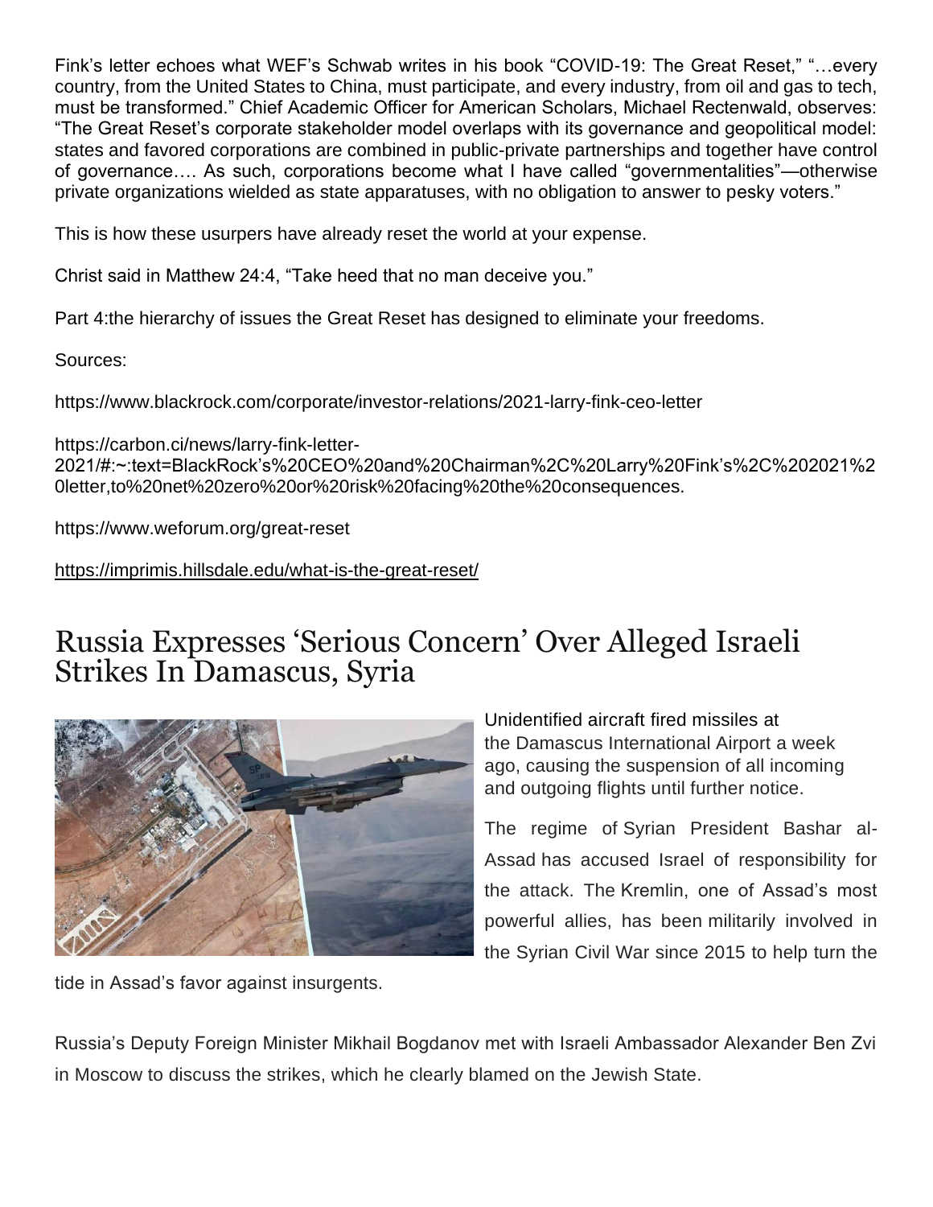Fink's letter echoes what WEF's Schwab writes in his book "COVID-19: The Great Reset," "…every country, from the United States to China, must participate, and every industry, from oil and gas to tech, must be transformed." Chief Academic Officer for American Scholars, Michael Rectenwald, observes: "The Great Reset's corporate stakeholder model overlaps with its governance and geopolitical model: states and favored corporations are combined in public-private partnerships and together have control of governance…. As such, corporations become what I have called "governmentalities"—otherwise private organizations wielded as state apparatuses, with no obligation to answer to pesky voters."

This is how these usurpers have already reset the world at your expense.

Christ said in Matthew 24:4, "Take heed that no man deceive you."

Part 4:the hierarchy of issues the Great Reset has designed to eliminate your freedoms.

Sources:

https://www.blackrock.com/corporate/investor-relations/2021-larry-fink-ceo-letter

https://carbon.ci/news/larry-fink-letter-2021/#:~:text=BlackRock's%20CEO%20and%20Chairman%2C%20Larry%20Fink's%2C%202021%20letter,to%20net%20zero%20or%20risk%20facing%20the%20consequences.

https://www.weforum.org/great-reset

https://imprimis.hillsdale.edu/what-is-the-great-reset/

# Russia Expresses 'Serious Concern' Over Alleged Israeli Strikes In Damascus, Syria

Unidentified aircraft fired missiles at the Damascus International Airport a week ago, causing the suspension of all incoming and outgoing flights until further notice.

The regime of Syrian President Bashar al-Assad has accused Israel of responsibility for the attack. The Kremlin, one of Assad's most powerful allies, has been militarily involved in the Syrian Civil War since 2015 to help turn the tide in Assad's favor against insurgents.

Russia's Deputy Foreign Minister Mikhail Bogdanov met with Israeli Ambassador Alexander Ben Zvi in Moscow to discuss the strikes, which he clearly blamed on the Jewish State.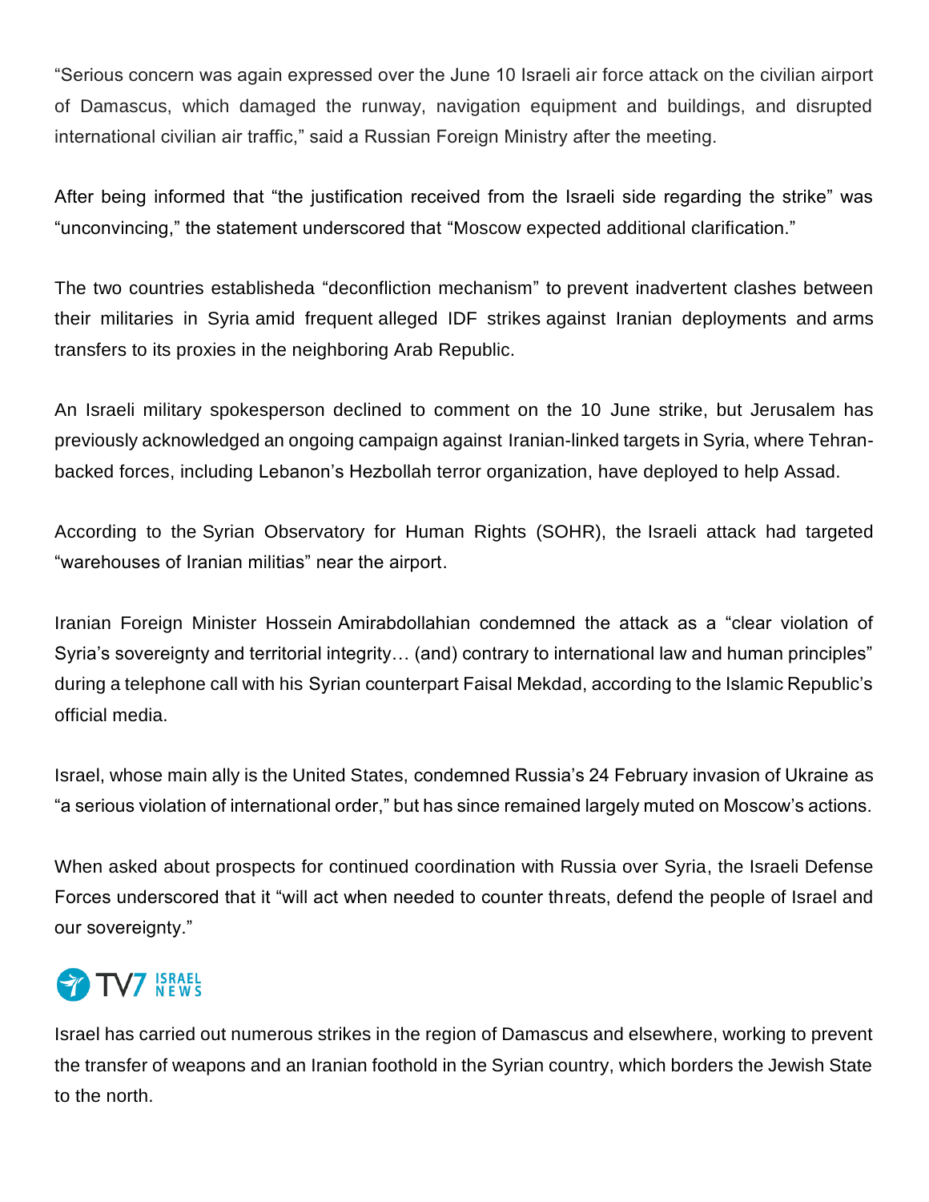"Serious concern was again expressed over the June 10 Israeli air force attack on the civilian airport of Damascus, which damaged the runway, navigation equipment and buildings, and disrupted international civilian air traffic," said a Russian Foreign Ministry after the meeting.

After being informed that "the justification received from the Israeli side regarding the strike" was "unconvincing," the statement underscored that "Moscow expected additional clarification."

The two countries establisheda "deconfliction mechanism" to prevent inadvertent clashes between their militaries in Syria amid frequent alleged IDF strikes against Iranian deployments and arms transfers to its proxies in the neighboring Arab Republic.

An Israeli military spokesperson declined to comment on the 10 June strike, but Jerusalem has previously acknowledged an ongoing campaign against Iranian-linked targets in Syria, where Tehran-backed forces, including Lebanon's Hezbollah terror organization, have deployed to help Assad.

According to the Syrian Observatory for Human Rights (SOHR), the Israeli attack had targeted "warehouses of Iranian militias" near the airport.

Iranian Foreign Minister Hossein Amirabdollahian condemned the attack as a "clear violation of Syria's sovereignty and territorial integrity… (and) contrary to international law and human principles" during a telephone call with his Syrian counterpart Faisal Mekdad, according to the Islamic Republic's official media.

Israel, whose main ally is the United States, condemned Russia's 24 February invasion of Ukraine as "a serious violation of international order," but has since remained largely muted on Moscow's actions.

When asked about prospects for continued coordination with Russia over Syria, the Israeli Defense Forces underscored that it "will act when needed to counter threats, defend the people of Israel and our sovereignty."

TV7 ISRAEL NEWS

Israel has carried out numerous strikes in the region of Damascus and elsewhere, working to prevent the transfer of weapons and an Iranian foothold in the Syrian country, which borders the Jewish State to the north.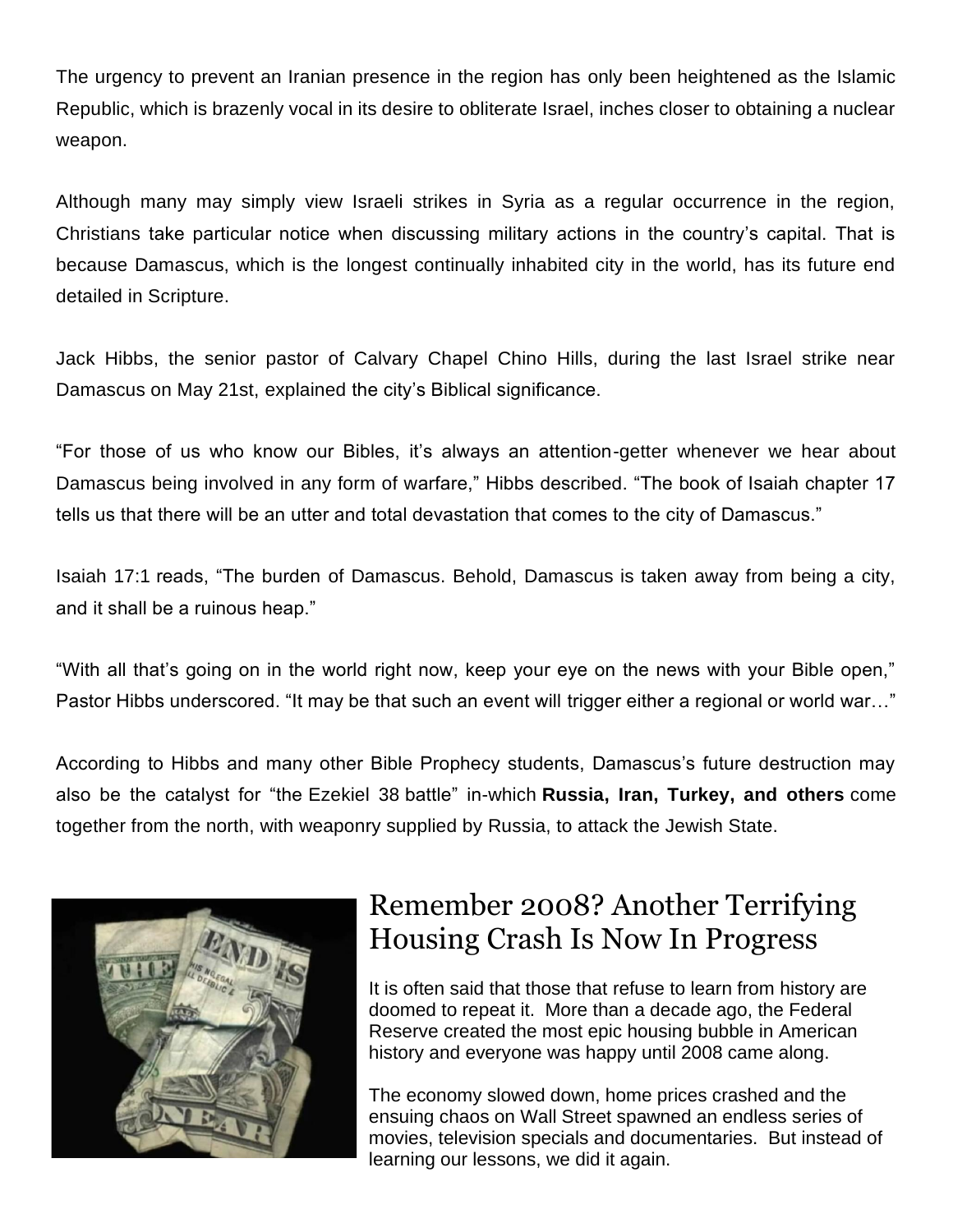The urgency to prevent an Iranian presence in the region has only been heightened as the Islamic Republic, which is brazenly vocal in its desire to obliterate Israel, inches closer to obtaining a nuclear weapon.

Although many may simply view Israeli strikes in Syria as a regular occurrence in the region, Christians take particular notice when discussing military actions in the country's capital. That is because Damascus, which is the longest continually inhabited city in the world, has its future end detailed in Scripture.

Jack Hibbs, the senior pastor of Calvary Chapel Chino Hills, during the last Israel strike near Damascus on May 21st, explained the city's Biblical significance.

"For those of us who know our Bibles, it's always an attention-getter whenever we hear about Damascus being involved in any form of warfare," Hibbs described. "The book of Isaiah chapter 17 tells us that there will be an utter and total devastation that comes to the city of Damascus."

Isaiah 17:1 reads, "The burden of Damascus. Behold, Damascus is taken away from being a city, and it shall be a ruinous heap."

"With all that's going on in the world right now, keep your eye on the news with your Bible open," Pastor Hibbs underscored. "It may be that such an event will trigger either a regional or world war…"

According to Hibbs and many other Bible Prophecy students, Damascus's future destruction may also be the catalyst for "the Ezekiel 38 battle" in-which **Russia, Iran, Turkey, and others** come together from the north, with weaponry supplied by Russia, to attack the Jewish State.

## Remember 2008? Another Terrifying Housing Crash Is Now In Progress

It is often said that those that refuse to learn from history are doomed to repeat it. More than a decade ago, the Federal Reserve created the most epic housing bubble in American history and everyone was happy until 2008 came along.

The economy slowed down, home prices crashed and the ensuing chaos on Wall Street spawned an endless series of movies, television specials and documentaries. But instead of learning our lessons, we did it again.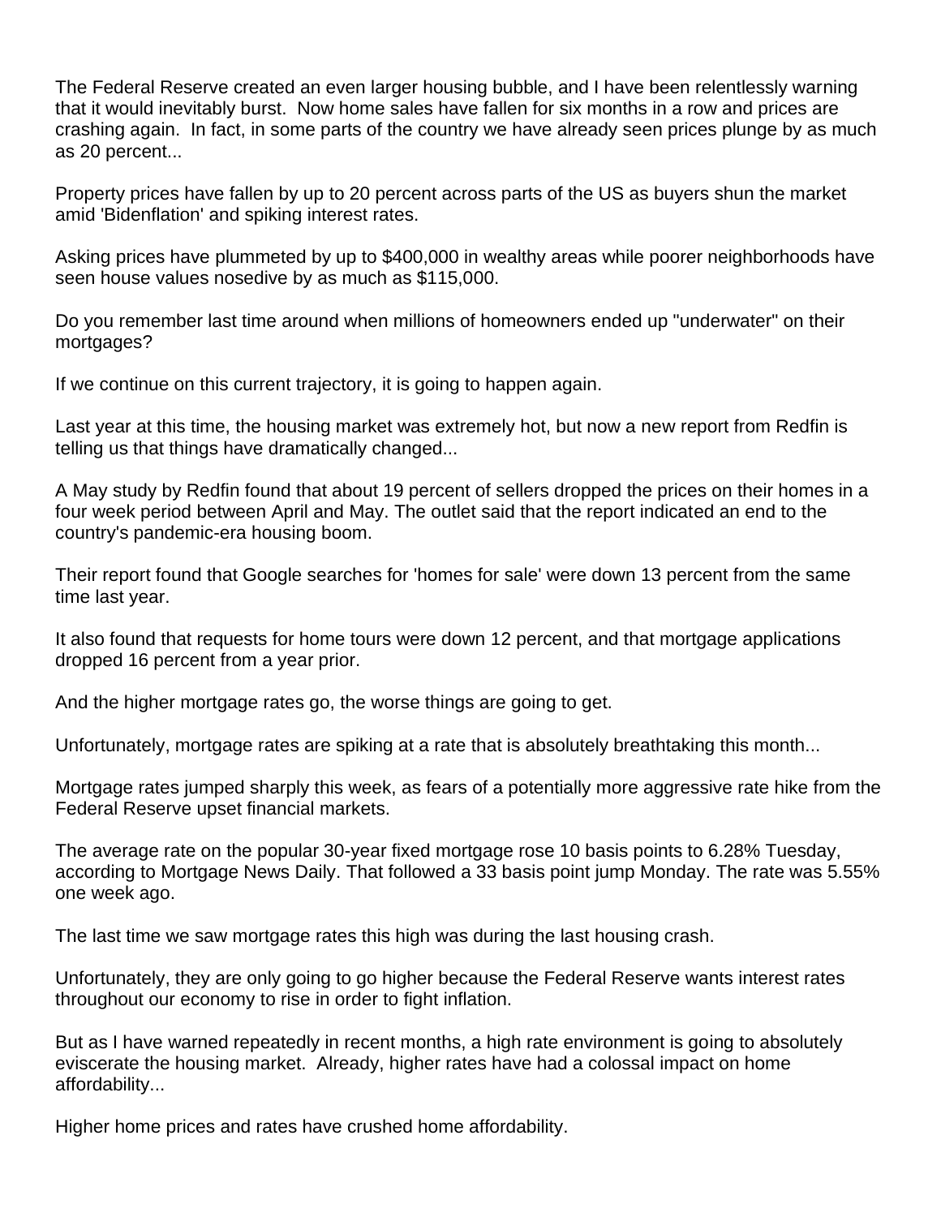The Federal Reserve created an even larger housing bubble, and I have been relentlessly warning that it would inevitably burst. Now home sales have fallen for six months in a row and prices are crashing again. In fact, in some parts of the country we have already seen prices plunge by as much as 20 percent...

Property prices have fallen by up to 20 percent across parts of the US as buyers shun the market amid 'Bidenflation' and spiking interest rates.

Asking prices have plummeted by up to $400,000 in wealthy areas while poorer neighborhoods have seen house values nosedive by as much as $115,000.

Do you remember last time around when millions of homeowners ended up "underwater" on their mortgages?

If we continue on this current trajectory, it is going to happen again.

Last year at this time, the housing market was extremely hot, but now a new report from Redfin is telling us that things have dramatically changed...

A May study by Redfin found that about 19 percent of sellers dropped the prices on their homes in a four week period between April and May. The outlet said that the report indicated an end to the country's pandemic-era housing boom.

Their report found that Google searches for 'homes for sale' were down 13 percent from the same time last year.

It also found that requests for home tours were down 12 percent, and that mortgage applications dropped 16 percent from a year prior.

And the higher mortgage rates go, the worse things are going to get.

Unfortunately, mortgage rates are spiking at a rate that is absolutely breathtaking this month...

Mortgage rates jumped sharply this week, as fears of a potentially more aggressive rate hike from the Federal Reserve upset financial markets.

The average rate on the popular 30-year fixed mortgage rose 10 basis points to 6.28% Tuesday, according to Mortgage News Daily. That followed a 33 basis point jump Monday. The rate was 5.55% one week ago.

The last time we saw mortgage rates this high was during the last housing crash.

Unfortunately, they are only going to go higher because the Federal Reserve wants interest rates throughout our economy to rise in order to fight inflation.

But as I have warned repeatedly in recent months, a high rate environment is going to absolutely eviscerate the housing market. Already, higher rates have had a colossal impact on home affordability...

Higher home prices and rates have crushed home affordability.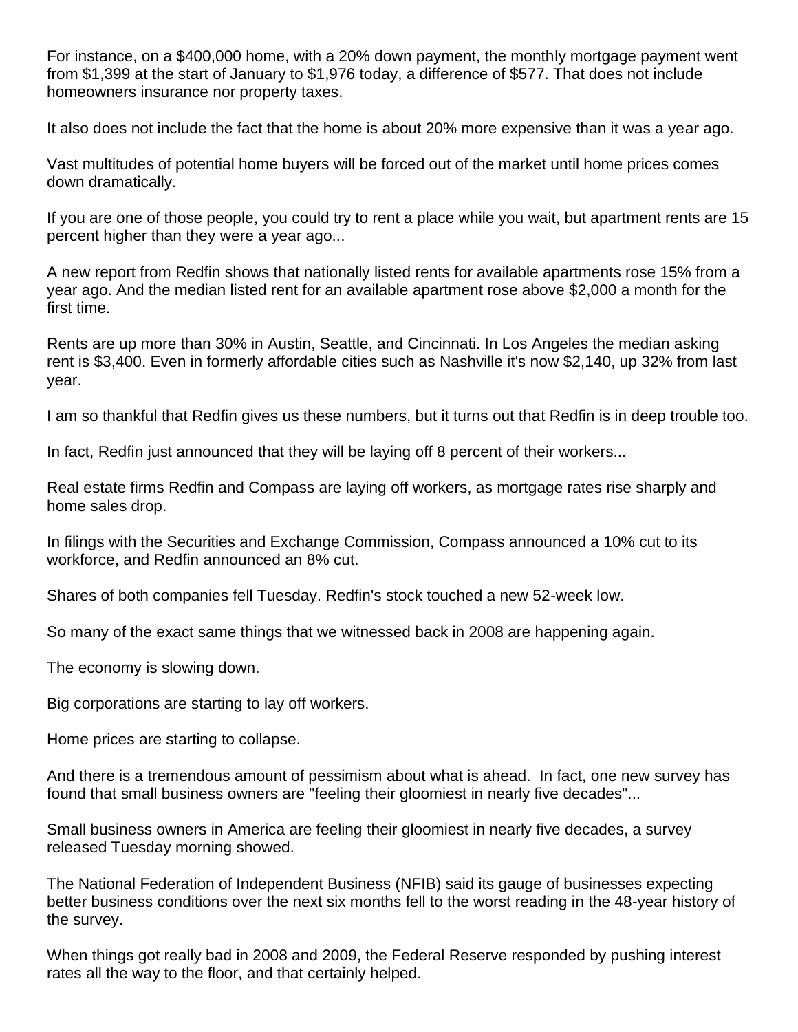For instance, on a $400,000 home, with a 20% down payment, the monthly mortgage payment went from $1,399 at the start of January to $1,976 today, a difference of $577. That does not include homeowners insurance nor property taxes.

It also does not include the fact that the home is about 20% more expensive than it was a year ago.

Vast multitudes of potential home buyers will be forced out of the market until home prices comes down dramatically.

If you are one of those people, you could try to rent a place while you wait, but apartment rents are 15 percent higher than they were a year ago...

A new report from Redfin shows that nationally listed rents for available apartments rose 15% from a year ago. And the median listed rent for an available apartment rose above $2,000 a month for the first time.

Rents are up more than 30% in Austin, Seattle, and Cincinnati. In Los Angeles the median asking rent is $3,400. Even in formerly affordable cities such as Nashville it's now $2,140, up 32% from last year.

I am so thankful that Redfin gives us these numbers, but it turns out that Redfin is in deep trouble too.

In fact, Redfin just announced that they will be laying off 8 percent of their workers...

Real estate firms Redfin and Compass are laying off workers, as mortgage rates rise sharply and home sales drop.

In filings with the Securities and Exchange Commission, Compass announced a 10% cut to its workforce, and Redfin announced an 8% cut.

Shares of both companies fell Tuesday. Redfin's stock touched a new 52-week low.

So many of the exact same things that we witnessed back in 2008 are happening again.

The economy is slowing down.

Big corporations are starting to lay off workers.

Home prices are starting to collapse.

And there is a tremendous amount of pessimism about what is ahead. In fact, one new survey has found that small business owners are "feeling their gloomiest in nearly five decades"...

Small business owners in America are feeling their gloomiest in nearly five decades, a survey released Tuesday morning showed.

The National Federation of Independent Business (NFIB) said its gauge of businesses expecting better business conditions over the next six months fell to the worst reading in the 48-year history of the survey.

When things got really bad in 2008 and 2009, the Federal Reserve responded by pushing interest rates all the way to the floor, and that certainly helped.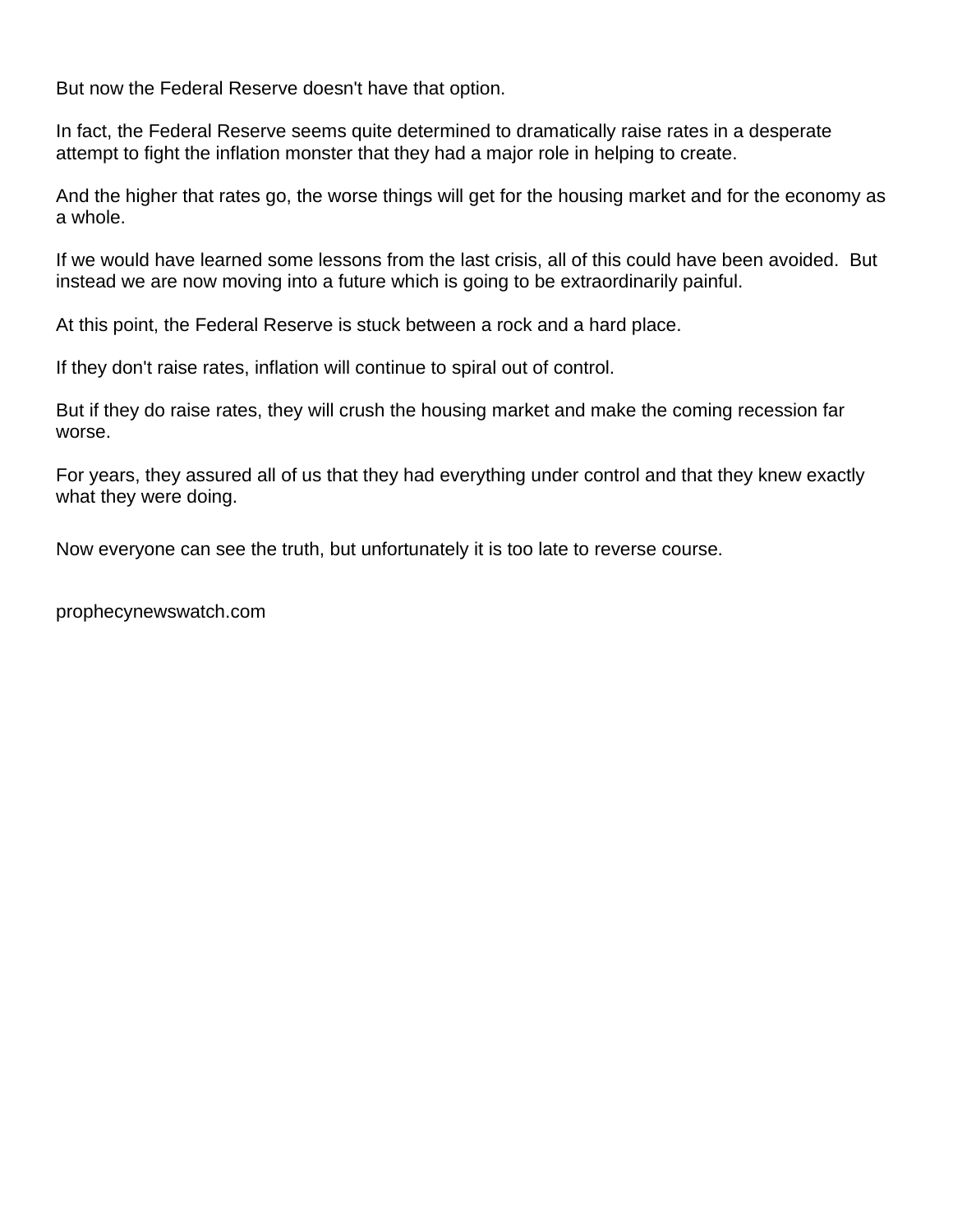But now the Federal Reserve doesn't have that option.

In fact, the Federal Reserve seems quite determined to dramatically raise rates in a desperate attempt to fight the inflation monster that they had a major role in helping to create.

And the higher that rates go, the worse things will get for the housing market and for the economy as a whole.

If we would have learned some lessons from the last crisis, all of this could have been avoided. But instead we are now moving into a future which is going to be extraordinarily painful.

At this point, the Federal Reserve is stuck between a rock and a hard place.

If they don't raise rates, inflation will continue to spiral out of control.

But if they do raise rates, they will crush the housing market and make the coming recession far worse.

For years, they assured all of us that they had everything under control and that they knew exactly what they were doing.

Now everyone can see the truth, but unfortunately it is too late to reverse course.

prophecynewswatch.com